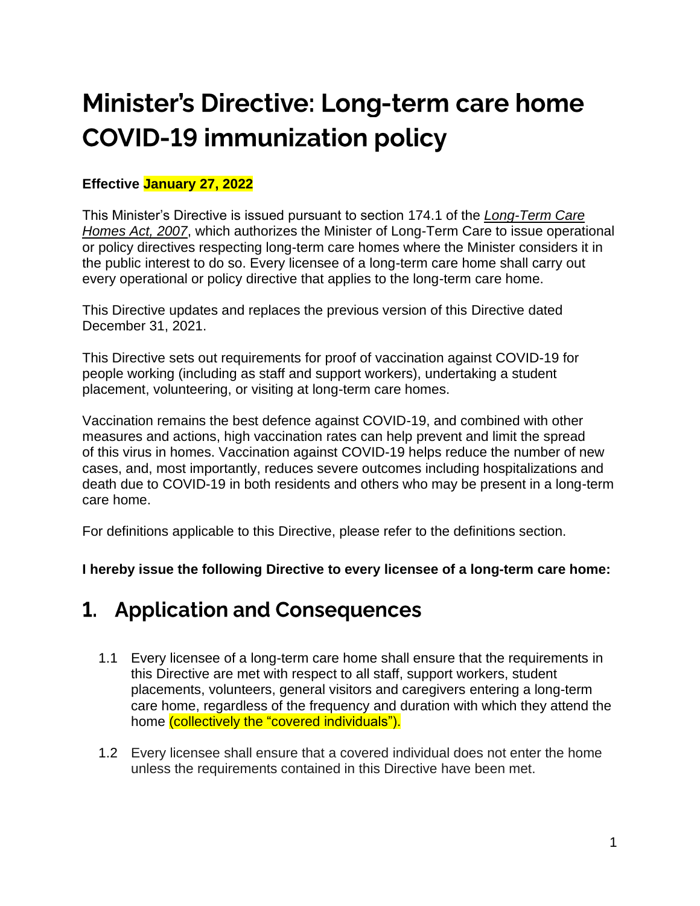# Minister's Directive: Long-term care home COVID-19 immunization policy

**Effective January 27, 2022**

This Minister's Directive is issued pursuant to section 174.1 of the *Long-Term Care Homes Act, 2007*, which authorizes the Minister of Long-Term Care to issue operational or policy directives respecting long-term care homes where the Minister considers it in the public interest to do so. Every licensee of a long-term care home shall carry out every operational or policy directive that applies to the long-term care home.

This Directive updates and replaces the previous version of this Directive dated December 31, 2021.

This Directive sets out requirements for proof of vaccination against COVID-19 for people working (including as staff and support workers), undertaking a student placement, volunteering, or visiting at long-term care homes.

Vaccination remains the best defence against COVID-19, and combined with other measures and actions, high vaccination rates can help prevent and limit the spread of this virus in homes. Vaccination against COVID-19 helps reduce the number of new cases, and, most importantly, reduces severe outcomes including hospitalizations and death due to COVID-19 in both residents and others who may be present in a long-term care home.

For definitions applicable to this Directive, please refer to the definitions section.

**I hereby issue the following Directive to every licensee of a long-term care home:**

## 1. Application and Consequences

1.1 Every licensee of a long-term care home shall ensure that the requirements in this Directive are met with respect to all staff, support workers, student placements, volunteers, general visitors and caregivers entering a long-term care home, regardless of the frequency and duration with which they attend the home (collectively the "covered individuals").

1.2 Every licensee shall ensure that a covered individual does not enter the home unless the requirements contained in this Directive have been met.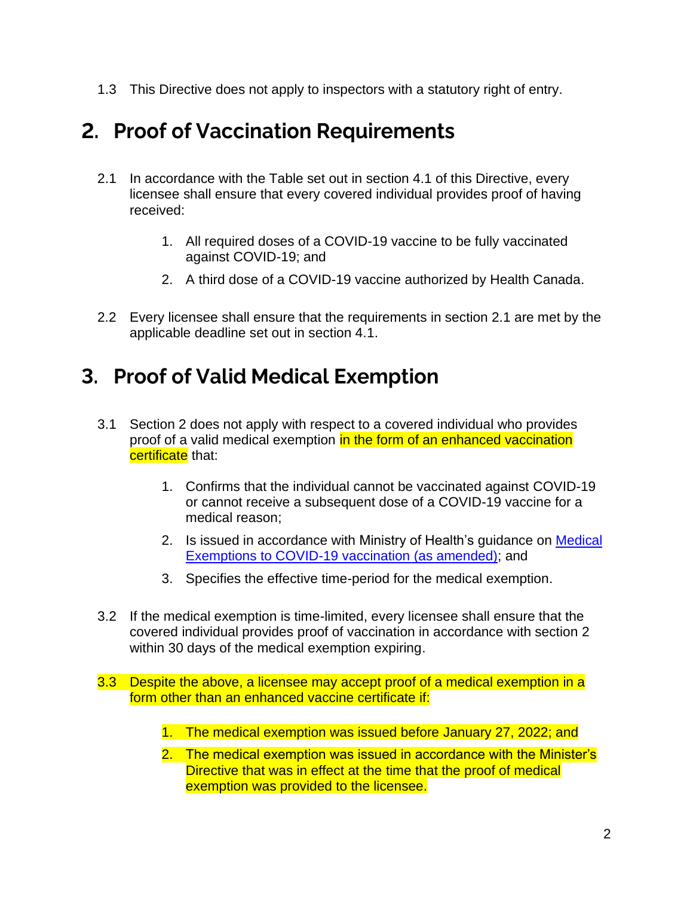1.3 This Directive does not apply to inspectors with a statutory right of entry.

## 2. Proof of Vaccination Requirements

2.1 In accordance with the Table set out in section 4.1 of this Directive, every licensee shall ensure that every covered individual provides proof of having received:

1. All required doses of a COVID-19 vaccine to be fully vaccinated against COVID-19; and
2. A third dose of a COVID-19 vaccine authorized by Health Canada.

2.2 Every licensee shall ensure that the requirements in section 2.1 are met by the applicable deadline set out in section 4.1.

## 3. Proof of Valid Medical Exemption

3.1 Section 2 does not apply with respect to a covered individual who provides proof of a valid medical exemption in the form of an enhanced vaccination certificate that:

1. Confirms that the individual cannot be vaccinated against COVID-19 or cannot receive a subsequent dose of a COVID-19 vaccine for a medical reason;
2. Is issued in accordance with Ministry of Health's guidance on Medical Exemptions to COVID-19 vaccination (as amended); and
3. Specifies the effective time-period for the medical exemption.

3.2 If the medical exemption is time-limited, every licensee shall ensure that the covered individual provides proof of vaccination in accordance with section 2 within 30 days of the medical exemption expiring.

3.3 Despite the above, a licensee may accept proof of a medical exemption in a form other than an enhanced vaccine certificate if:

1. The medical exemption was issued before January 27, 2022; and
2. The medical exemption was issued in accordance with the Minister's Directive that was in effect at the time that the proof of medical exemption was provided to the licensee.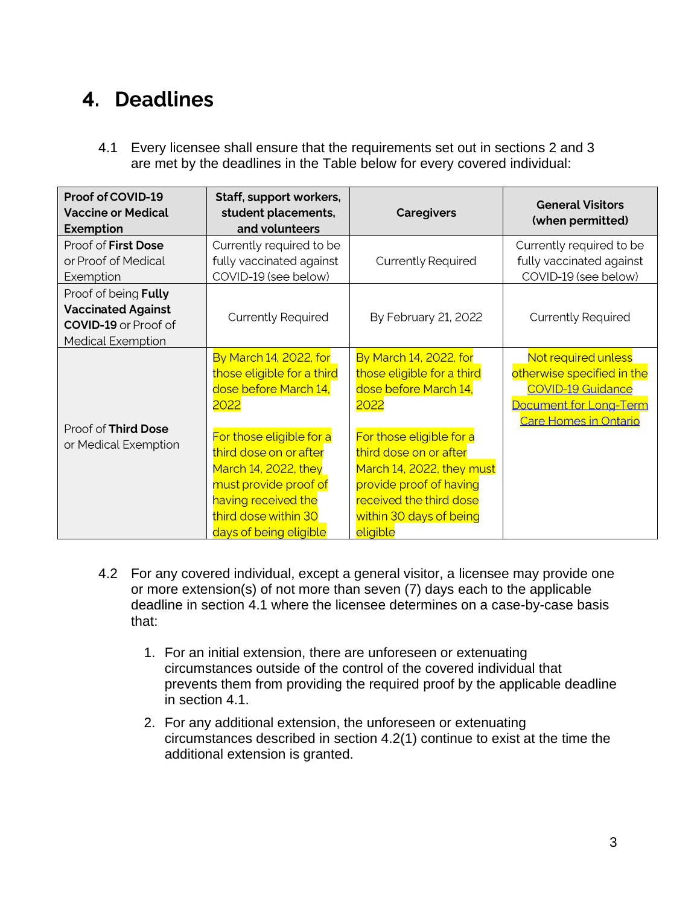# 4. Deadlines

4.1 Every licensee shall ensure that the requirements set out in sections 2 and 3 are met by the deadlines in the Table below for every covered individual:

| Proof of COVID-19 Vaccine or Medical Exemption | Staff, support workers, student placements, and volunteers | Caregivers | General Visitors (when permitted) |
|---|---|---|---|
| Proof of **First Dose** or Proof of Medical Exemption | Currently required to be fully vaccinated against COVID-19 (see below) | Currently Required | Currently required to be fully vaccinated against COVID-19 (see below) |
| Proof of being **Fully Vaccinated Against COVID-19** or Proof of Medical Exemption | Currently Required | By February 21, 2022 | Currently Required |
| Proof of **Third Dose** or Medical Exemption | By March 14, 2022, for those eligible for a third dose before March 14, 2022<br><br>For those eligible for a third dose on or after March 14, 2022, they must provide proof of having received the third dose within 30 days of being eligible | By March 14, 2022, for those eligible for a third dose before March 14, 2022<br><br>For those eligible for a third dose on or after March 14, 2022, they must provide proof of having received the third dose within 30 days of being eligible | Not required unless otherwise specified in the COVID-19 Guidance Document for Long-Term Care Homes in Ontario |

4.2 For any covered individual, except a general visitor, a licensee may provide one or more extension(s) of not more than seven (7) days each to the applicable deadline in section 4.1 where the licensee determines on a case-by-case basis that:

1. For an initial extension, there are unforeseen or extenuating circumstances outside of the control of the covered individual that prevents them from providing the required proof by the applicable deadline in section 4.1.
2. For any additional extension, the unforeseen or extenuating circumstances described in section 4.2(1) continue to exist at the time the additional extension is granted.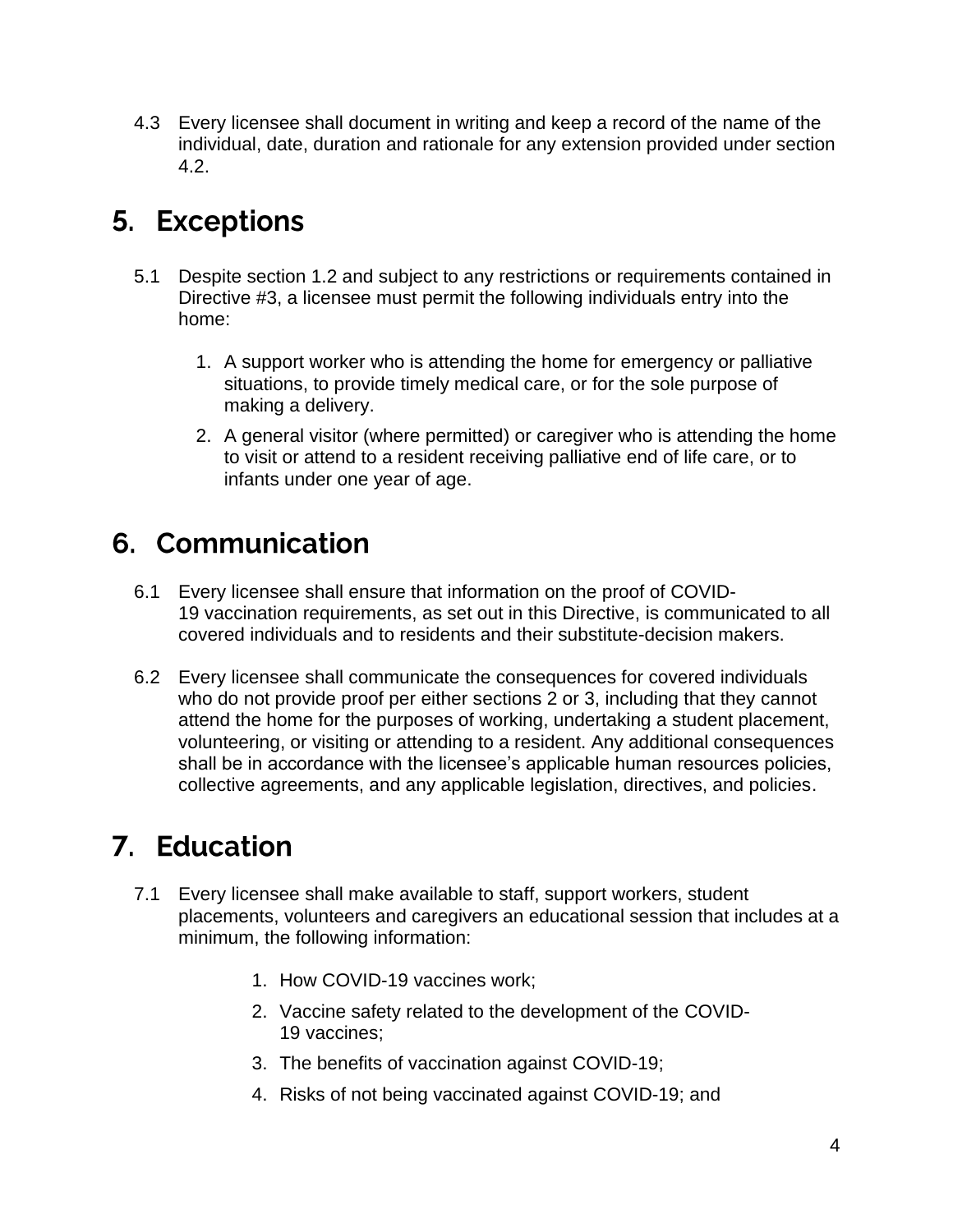4.3 Every licensee shall document in writing and keep a record of the name of the individual, date, duration and rationale for any extension provided under section 4.2.

## 5. Exceptions

5.1 Despite section 1.2 and subject to any restrictions or requirements contained in Directive #3, a licensee must permit the following individuals entry into the home:

1. A support worker who is attending the home for emergency or palliative situations, to provide timely medical care, or for the sole purpose of making a delivery.
2. A general visitor (where permitted) or caregiver who is attending the home to visit or attend to a resident receiving palliative end of life care, or to infants under one year of age.

## 6. Communication

6.1 Every licensee shall ensure that information on the proof of COVID-19 vaccination requirements, as set out in this Directive, is communicated to all covered individuals and to residents and their substitute-decision makers.

6.2 Every licensee shall communicate the consequences for covered individuals who do not provide proof per either sections 2 or 3, including that they cannot attend the home for the purposes of working, undertaking a student placement, volunteering, or visiting or attending to a resident. Any additional consequences shall be in accordance with the licensee's applicable human resources policies, collective agreements, and any applicable legislation, directives, and policies.

## 7. Education

7.1 Every licensee shall make available to staff, support workers, student placements, volunteers and caregivers an educational session that includes at a minimum, the following information:

1. How COVID-19 vaccines work;
2. Vaccine safety related to the development of the COVID-19 vaccines;
3. The benefits of vaccination against COVID-19;
4. Risks of not being vaccinated against COVID-19; and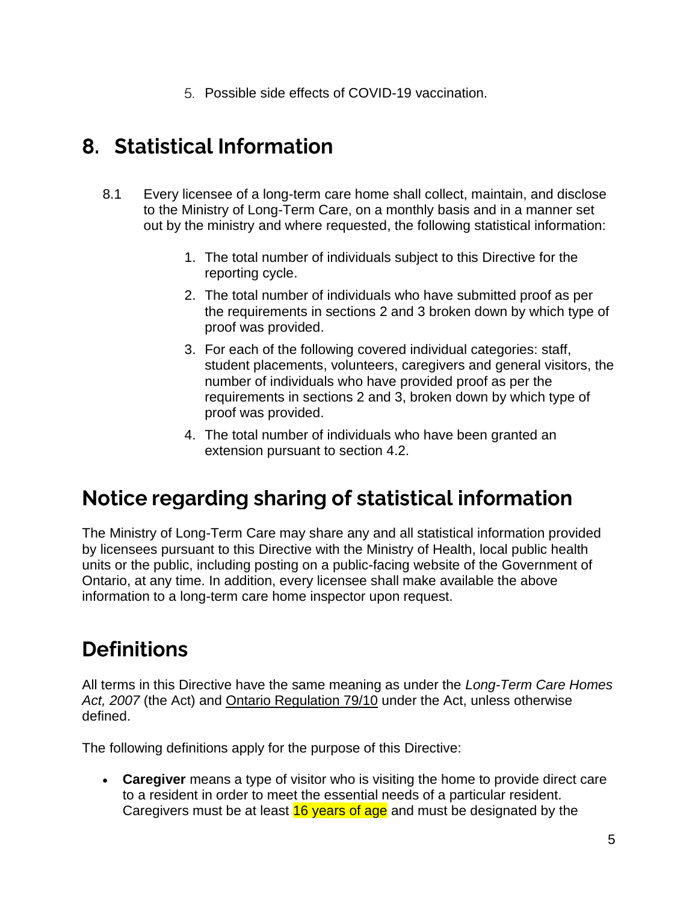5. Possible side effects of COVID-19 vaccination.

## 8. Statistical Information

8.1 Every licensee of a long-term care home shall collect, maintain, and disclose to the Ministry of Long-Term Care, on a monthly basis and in a manner set out by the ministry and where requested, the following statistical information:

1. The total number of individuals subject to this Directive for the reporting cycle.
2. The total number of individuals who have submitted proof as per the requirements in sections 2 and 3 broken down by which type of proof was provided.
3. For each of the following covered individual categories: staff, student placements, volunteers, caregivers and general visitors, the number of individuals who have provided proof as per the requirements in sections 2 and 3, broken down by which type of proof was provided.
4. The total number of individuals who have been granted an extension pursuant to section 4.2.

## Notice regarding sharing of statistical information

The Ministry of Long-Term Care may share any and all statistical information provided by licensees pursuant to this Directive with the Ministry of Health, local public health units or the public, including posting on a public-facing website of the Government of Ontario, at any time. In addition, every licensee shall make available the above information to a long-term care home inspector upon request.

## Definitions

All terms in this Directive have the same meaning as under the *Long-Term Care Homes Act, 2007* (the Act) and Ontario Regulation 79/10 under the Act, unless otherwise defined.

The following definitions apply for the purpose of this Directive:

- **Caregiver** means a type of visitor who is visiting the home to provide direct care to a resident in order to meet the essential needs of a particular resident. Caregivers must be at least 16 years of age and must be designated by the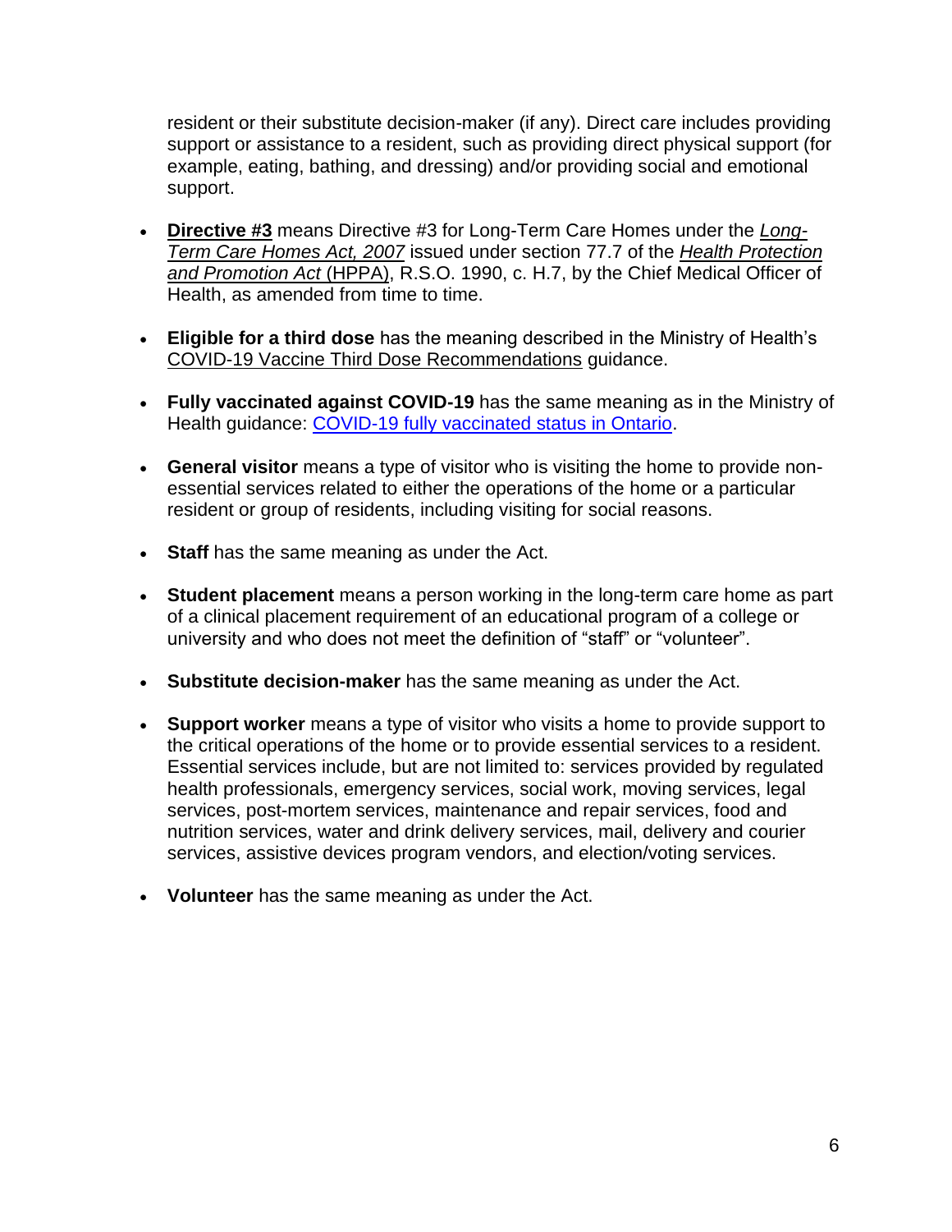resident or their substitute decision-maker (if any). Direct care includes providing support or assistance to a resident, such as providing direct physical support (for example, eating, bathing, and dressing) and/or providing social and emotional support.

- **Directive #3** means Directive #3 for Long-Term Care Homes under the *Long-Term Care Homes Act, 2007* issued under section 77.7 of the *Health Protection and Promotion Act* (HPPA), R.S.O. 1990, c. H.7, by the Chief Medical Officer of Health, as amended from time to time.
- **Eligible for a third dose** has the meaning described in the Ministry of Health's COVID-19 Vaccine Third Dose Recommendations guidance.
- **Fully vaccinated against COVID-19** has the same meaning as in the Ministry of Health guidance: COVID-19 fully vaccinated status in Ontario.
- **General visitor** means a type of visitor who is visiting the home to provide non-essential services related to either the operations of the home or a particular resident or group of residents, including visiting for social reasons.
- **Staff** has the same meaning as under the Act.
- **Student placement** means a person working in the long-term care home as part of a clinical placement requirement of an educational program of a college or university and who does not meet the definition of "staff" or "volunteer".
- **Substitute decision-maker** has the same meaning as under the Act.
- **Support worker** means a type of visitor who visits a home to provide support to the critical operations of the home or to provide essential services to a resident. Essential services include, but are not limited to: services provided by regulated health professionals, emergency services, social work, moving services, legal services, post-mortem services, maintenance and repair services, food and nutrition services, water and drink delivery services, mail, delivery and courier services, assistive devices program vendors, and election/voting services.
- **Volunteer** has the same meaning as under the Act.